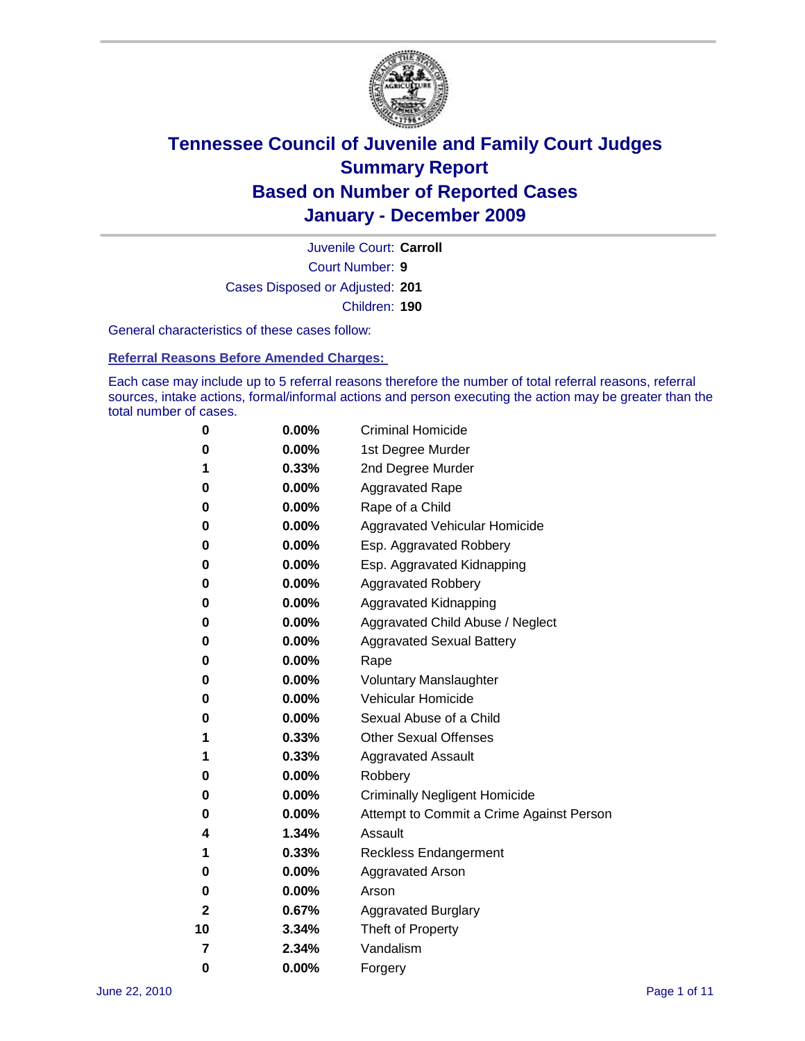# Tennessee Council of Juvenile and Family Court Judges
## Summary Report
## Based on Number of Reported Cases
## January - December 2009

Juvenile Court: **Carroll**

Court Number: **9**

Cases Disposed or Adjusted: **201**

Children: **190**

General characteristics of these cases follow:

### Referral Reasons Before Amended Charges:

Each case may include up to 5 referral reasons therefore the number of total referral reasons, referral sources, intake actions, formal/informal actions and person executing the action may be greater than the total number of cases.

| | | |
|---|---|---|
| 0 | 0.00% | Criminal Homicide |
| 0 | 0.00% | 1st Degree Murder |
| 1 | 0.33% | 2nd Degree Murder |
| 0 | 0.00% | Aggravated Rape |
| 0 | 0.00% | Rape of a Child |
| 0 | 0.00% | Aggravated Vehicular Homicide |
| 0 | 0.00% | Esp. Aggravated Robbery |
| 0 | 0.00% | Esp. Aggravated Kidnapping |
| 0 | 0.00% | Aggravated Robbery |
| 0 | 0.00% | Aggravated Kidnapping |
| 0 | 0.00% | Aggravated Child Abuse / Neglect |
| 0 | 0.00% | Aggravated Sexual Battery |
| 0 | 0.00% | Rape |
| 0 | 0.00% | Voluntary Manslaughter |
| 0 | 0.00% | Vehicular Homicide |
| 0 | 0.00% | Sexual Abuse of a Child |
| 1 | 0.33% | Other Sexual Offenses |
| 1 | 0.33% | Aggravated Assault |
| 0 | 0.00% | Robbery |
| 0 | 0.00% | Criminally Negligent Homicide |
| 0 | 0.00% | Attempt to Commit a Crime Against Person |
| 4 | 1.34% | Assault |
| 1 | 0.33% | Reckless Endangerment |
| 0 | 0.00% | Aggravated Arson |
| 0 | 0.00% | Arson |
| 2 | 0.67% | Aggravated Burglary |
| 10 | 3.34% | Theft of Property |
| 7 | 2.34% | Vandalism |
| 0 | 0.00% | Forgery |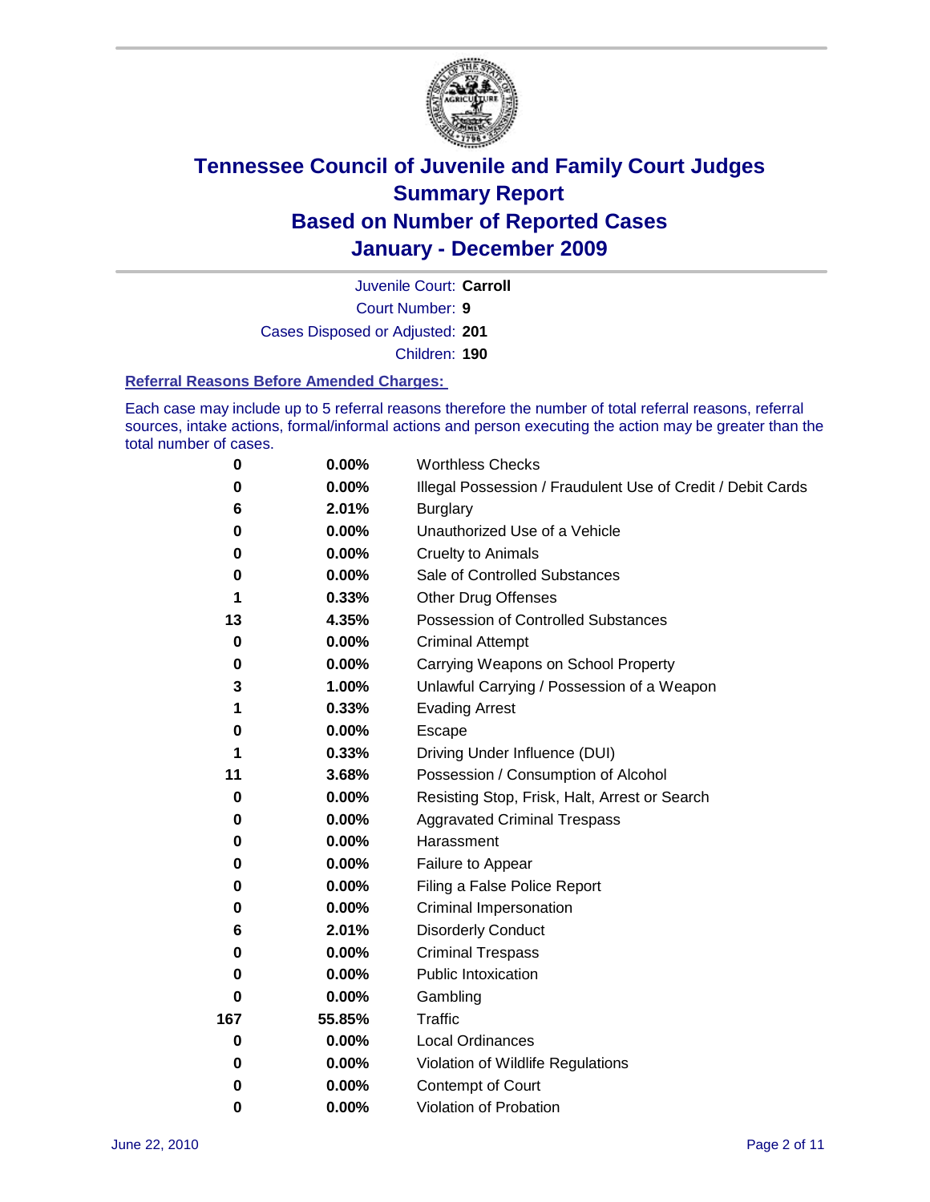# Tennessee Council of Juvenile and Family Court Judges
## Summary Report
## Based on Number of Reported Cases
## January - December 2009

Juvenile Court: **Carroll**

Court Number: **9**

Cases Disposed or Adjusted: **201**

Children: **190**

### Referral Reasons Before Amended Charges:

Each case may include up to 5 referral reasons therefore the number of total referral reasons, referral sources, intake actions, formal/informal actions and person executing the action may be greater than the total number of cases.

| Count | Percent | Referral Reason |
|---|---|---|
| 0 | 0.00% | Worthless Checks |
| 0 | 0.00% | Illegal Possession / Fraudulent Use of Credit / Debit Cards |
| 6 | 2.01% | Burglary |
| 0 | 0.00% | Unauthorized Use of a Vehicle |
| 0 | 0.00% | Cruelty to Animals |
| 0 | 0.00% | Sale of Controlled Substances |
| 1 | 0.33% | Other Drug Offenses |
| 13 | 4.35% | Possession of Controlled Substances |
| 0 | 0.00% | Criminal Attempt |
| 0 | 0.00% | Carrying Weapons on School Property |
| 3 | 1.00% | Unlawful Carrying / Possession of a Weapon |
| 1 | 0.33% | Evading Arrest |
| 0 | 0.00% | Escape |
| 1 | 0.33% | Driving Under Influence (DUI) |
| 11 | 3.68% | Possession / Consumption of Alcohol |
| 0 | 0.00% | Resisting Stop, Frisk, Halt, Arrest or Search |
| 0 | 0.00% | Aggravated Criminal Trespass |
| 0 | 0.00% | Harassment |
| 0 | 0.00% | Failure to Appear |
| 0 | 0.00% | Filing a False Police Report |
| 0 | 0.00% | Criminal Impersonation |
| 6 | 2.01% | Disorderly Conduct |
| 0 | 0.00% | Criminal Trespass |
| 0 | 0.00% | Public Intoxication |
| 0 | 0.00% | Gambling |
| 167 | 55.85% | Traffic |
| 0 | 0.00% | Local Ordinances |
| 0 | 0.00% | Violation of Wildlife Regulations |
| 0 | 0.00% | Contempt of Court |
| 0 | 0.00% | Violation of Probation |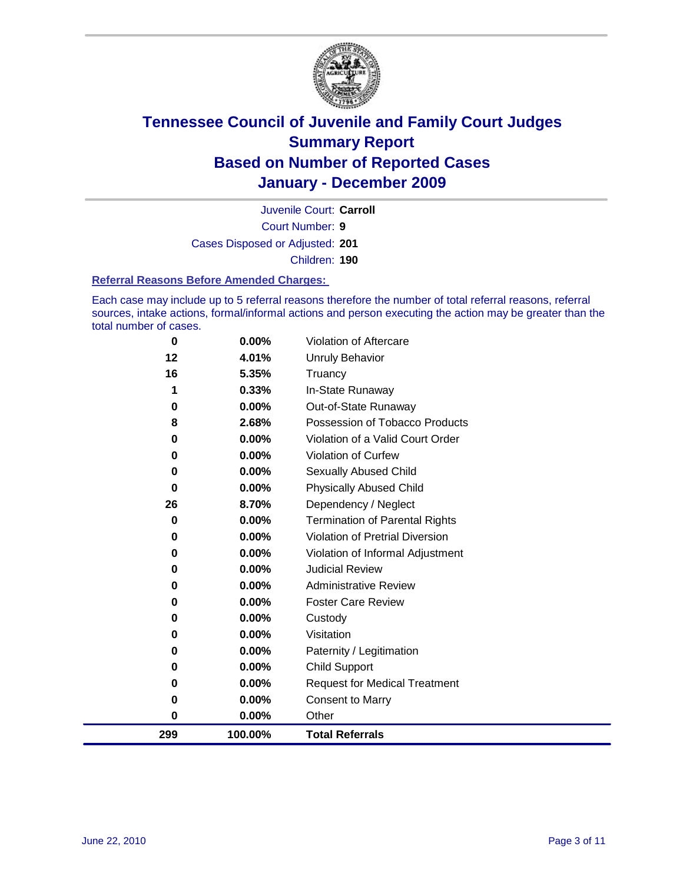# Tennessee Council of Juvenile and Family Court Judges
# Summary Report
# Based on Number of Reported Cases
# January - December 2009

Juvenile Court: **Carroll**
Court Number: **9**
Cases Disposed or Adjusted: **201**
Children: **190**

### Referral Reasons Before Amended Charges:

Each case may include up to 5 referral reasons therefore the number of total referral reasons, referral sources, intake actions, formal/informal actions and person executing the action may be greater than the total number of cases.

| Count | Percent | Referral Reason |
|---|---|---|
| 0 | 0.00% | Violation of Aftercare |
| 12 | 4.01% | Unruly Behavior |
| 16 | 5.35% | Truancy |
| 1 | 0.33% | In-State Runaway |
| 0 | 0.00% | Out-of-State Runaway |
| 8 | 2.68% | Possession of Tobacco Products |
| 0 | 0.00% | Violation of a Valid Court Order |
| 0 | 0.00% | Violation of Curfew |
| 0 | 0.00% | Sexually Abused Child |
| 0 | 0.00% | Physically Abused Child |
| 26 | 8.70% | Dependency / Neglect |
| 0 | 0.00% | Termination of Parental Rights |
| 0 | 0.00% | Violation of Pretrial Diversion |
| 0 | 0.00% | Violation of Informal Adjustment |
| 0 | 0.00% | Judicial Review |
| 0 | 0.00% | Administrative Review |
| 0 | 0.00% | Foster Care Review |
| 0 | 0.00% | Custody |
| 0 | 0.00% | Visitation |
| 0 | 0.00% | Paternity / Legitimation |
| 0 | 0.00% | Child Support |
| 0 | 0.00% | Request for Medical Treatment |
| 0 | 0.00% | Consent to Marry |
| 0 | 0.00% | Other |
| **299** | **100.00%** | **Total Referrals** |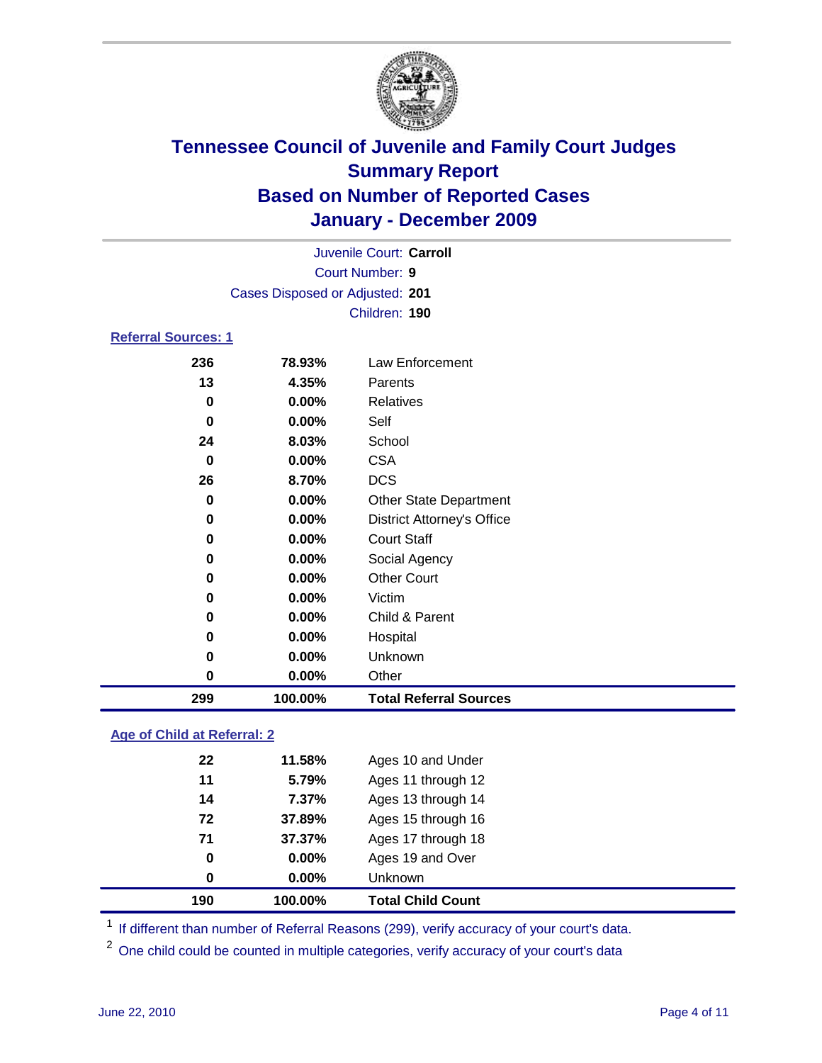# Tennessee Council of Juvenile and Family Court Judges
## Summary Report
## Based on Number of Reported Cases
## January - December 2009

Juvenile Court: **Carroll**
Court Number: **9**
Cases Disposed or Adjusted: **201**
Children: **190**

### Referral Sources: 1

| | | |
|---|---|---|
| 236 | 78.93% | Law Enforcement |
| 13 | 4.35% | Parents |
| 0 | 0.00% | Relatives |
| 0 | 0.00% | Self |
| 24 | 8.03% | School |
| 0 | 0.00% | CSA |
| 26 | 8.70% | DCS |
| 0 | 0.00% | Other State Department |
| 0 | 0.00% | District Attorney's Office |
| 0 | 0.00% | Court Staff |
| 0 | 0.00% | Social Agency |
| 0 | 0.00% | Other Court |
| 0 | 0.00% | Victim |
| 0 | 0.00% | Child & Parent |
| 0 | 0.00% | Hospital |
| 0 | 0.00% | Unknown |
| 0 | 0.00% | Other |
| **299** | **100.00%** | **Total Referral Sources** |

### Age of Child at Referral: 2

| | | |
|---|---|---|
| 22 | 11.58% | Ages 10 and Under |
| 11 | 5.79% | Ages 11 through 12 |
| 14 | 7.37% | Ages 13 through 14 |
| 72 | 37.89% | Ages 15 through 16 |
| 71 | 37.37% | Ages 17 through 18 |
| 0 | 0.00% | Ages 19 and Over |
| 0 | 0.00% | Unknown |
| **190** | **100.00%** | **Total Child Count** |

[1] If different than number of Referral Reasons (299), verify accuracy of your court's data.

[2] One child could be counted in multiple categories, verify accuracy of your court's data

June 22, 2010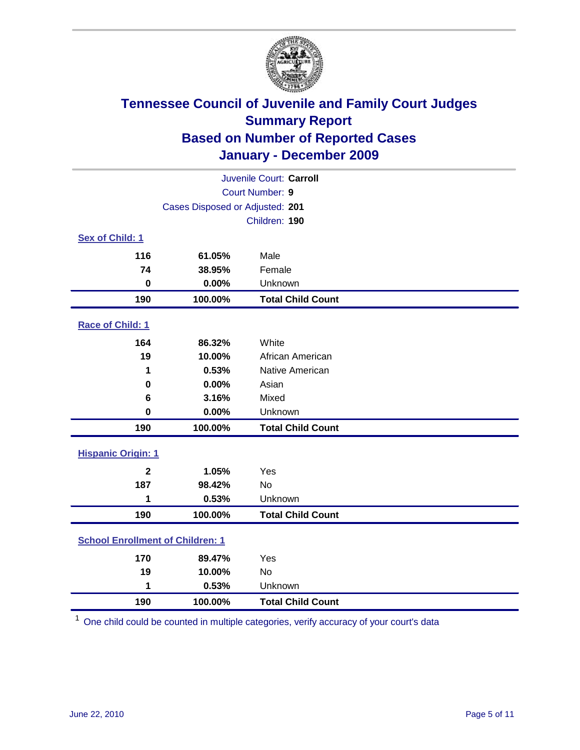# Tennessee Council of Juvenile and Family Court Judges
## Summary Report
## Based on Number of Reported Cases
## January - December 2009

Juvenile Court: **Carroll**
Court Number: **9**
Cases Disposed or Adjusted: **201**
Children: **190**

### Sex of Child: 1

| Count | Percent | Category |
|---|---|---|
| 116 | 61.05% | Male |
| 74 | 38.95% | Female |
| 0 | 0.00% | Unknown |
| **190** | **100.00%** | **Total Child Count** |

### Race of Child: 1

| Count | Percent | Category |
|---|---|---|
| 164 | 86.32% | White |
| 19 | 10.00% | African American |
| 1 | 0.53% | Native American |
| 0 | 0.00% | Asian |
| 6 | 3.16% | Mixed |
| 0 | 0.00% | Unknown |
| **190** | **100.00%** | **Total Child Count** |

### Hispanic Origin: 1

| Count | Percent | Category |
|---|---|---|
| 2 | 1.05% | Yes |
| 187 | 98.42% | No |
| 1 | 0.53% | Unknown |
| **190** | **100.00%** | **Total Child Count** |

### School Enrollment of Children: 1

| Count | Percent | Category |
|---|---|---|
| 170 | 89.47% | Yes |
| 19 | 10.00% | No |
| 1 | 0.53% | Unknown |
| **190** | **100.00%** | **Total Child Count** |

[1] One child could be counted in multiple categories, verify accuracy of your court's data

June 22, 2010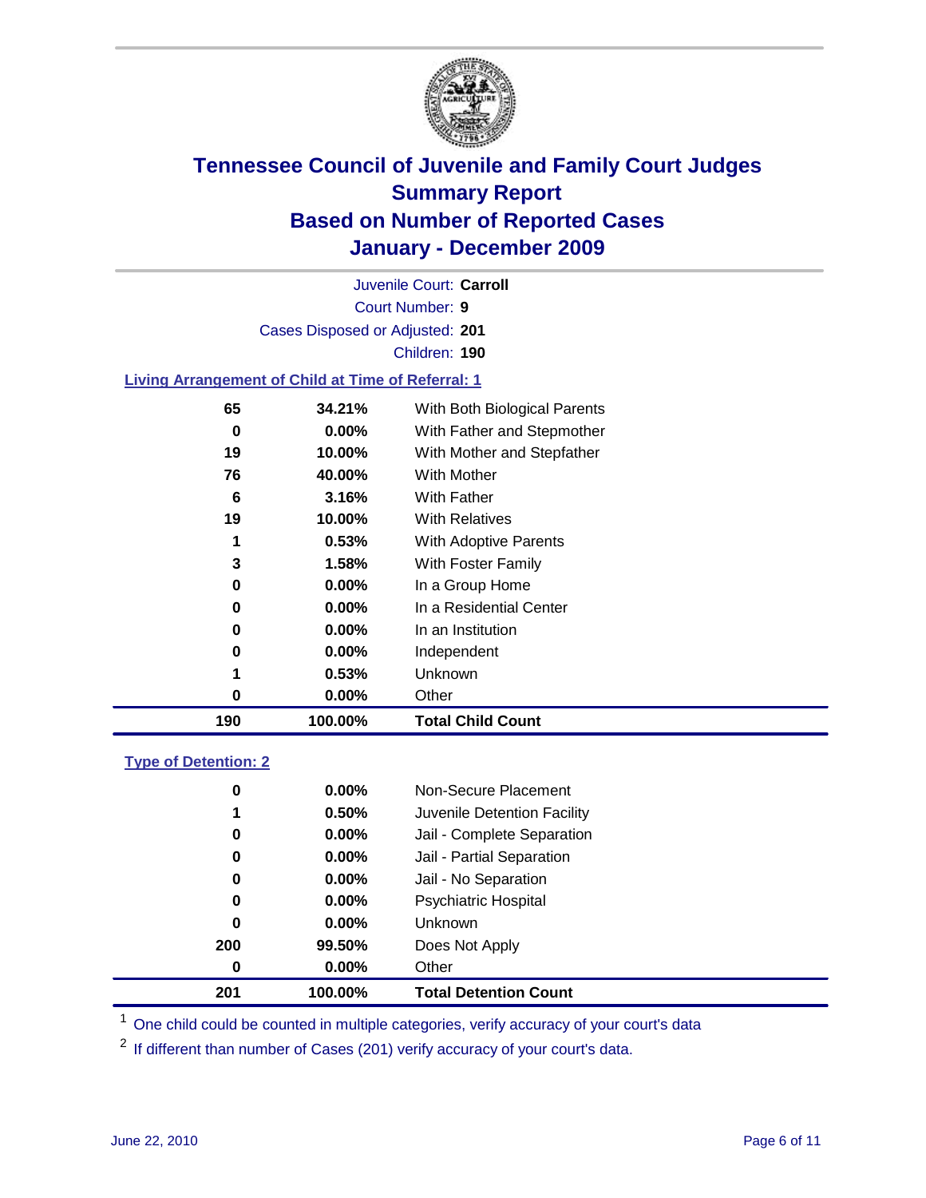# Tennessee Council of Juvenile and Family Court Judges
## Summary Report
## Based on Number of Reported Cases
## January - December 2009

Juvenile Court: **Carroll**

Court Number: **9**

Cases Disposed or Adjusted: **201**

Children: **190**

### Living Arrangement of Child at Time of Referral: 1

| Count | Percent | Category |
|---|---|---|
| 65 | 34.21% | With Both Biological Parents |
| 0 | 0.00% | With Father and Stepmother |
| 19 | 10.00% | With Mother and Stepfather |
| 76 | 40.00% | With Mother |
| 6 | 3.16% | With Father |
| 19 | 10.00% | With Relatives |
| 1 | 0.53% | With Adoptive Parents |
| 3 | 1.58% | With Foster Family |
| 0 | 0.00% | In a Group Home |
| 0 | 0.00% | In a Residential Center |
| 0 | 0.00% | In an Institution |
| 0 | 0.00% | Independent |
| 1 | 0.53% | Unknown |
| 0 | 0.00% | Other |
| **190** | **100.00%** | **Total Child Count** |

### Type of Detention: 2

| Count | Percent | Category |
|---|---|---|
| 0 | 0.00% | Non-Secure Placement |
| 1 | 0.50% | Juvenile Detention Facility |
| 0 | 0.00% | Jail - Complete Separation |
| 0 | 0.00% | Jail - Partial Separation |
| 0 | 0.00% | Jail - No Separation |
| 0 | 0.00% | Psychiatric Hospital |
| 0 | 0.00% | Unknown |
| 200 | 99.50% | Does Not Apply |
| 0 | 0.00% | Other |
| **201** | **100.00%** | **Total Detention Count** |

[1] One child could be counted in multiple categories, verify accuracy of your court's data

[2] If different than number of Cases (201) verify accuracy of your court's data.

June 22, 2010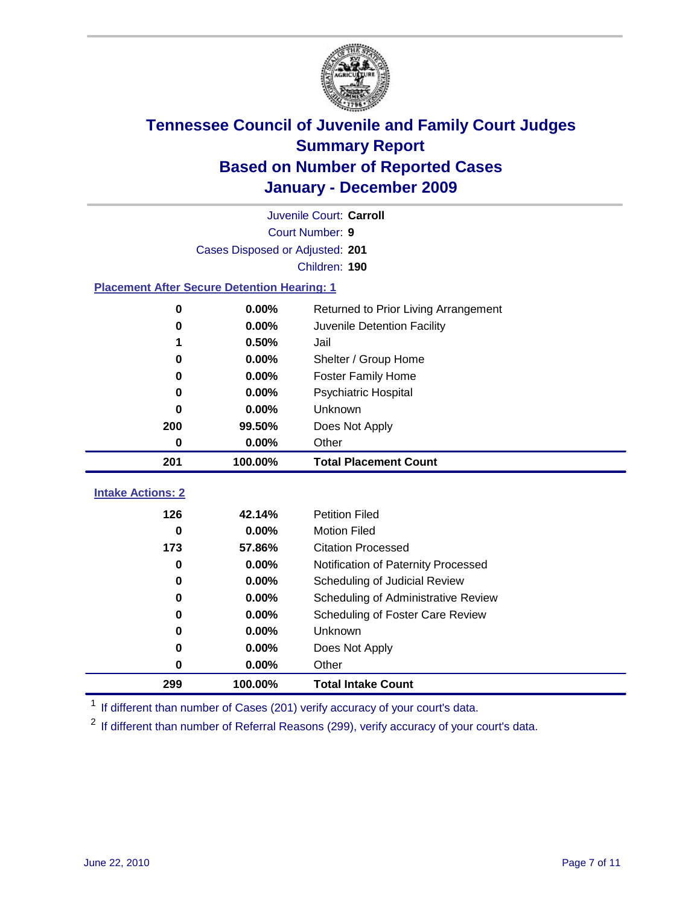# Tennessee Council of Juvenile and Family Court Judges
## Summary Report
## Based on Number of Reported Cases
## January - December 2009

Juvenile Court: **Carroll**

Court Number: **9**

Cases Disposed or Adjusted: **201**

Children: **190**

### Placement After Secure Detention Hearing: 1

| Count | Percent | Placement |
|---|---|---|
| 0 | 0.00% | Returned to Prior Living Arrangement |
| 0 | 0.00% | Juvenile Detention Facility |
| 1 | 0.50% | Jail |
| 0 | 0.00% | Shelter / Group Home |
| 0 | 0.00% | Foster Family Home |
| 0 | 0.00% | Psychiatric Hospital |
| 0 | 0.00% | Unknown |
| 200 | 99.50% | Does Not Apply |
| 0 | 0.00% | Other |
| **201** | **100.00%** | **Total Placement Count** |

### Intake Actions: 2

| Count | Percent | Intake Action |
|---|---|---|
| 126 | 42.14% | Petition Filed |
| 0 | 0.00% | Motion Filed |
| 173 | 57.86% | Citation Processed |
| 0 | 0.00% | Notification of Paternity Processed |
| 0 | 0.00% | Scheduling of Judicial Review |
| 0 | 0.00% | Scheduling of Administrative Review |
| 0 | 0.00% | Scheduling of Foster Care Review |
| 0 | 0.00% | Unknown |
| 0 | 0.00% | Does Not Apply |
| 0 | 0.00% | Other |
| **299** | **100.00%** | **Total Intake Count** |

[1] If different than number of Cases (201) verify accuracy of your court's data.

[2] If different than number of Referral Reasons (299), verify accuracy of your court's data.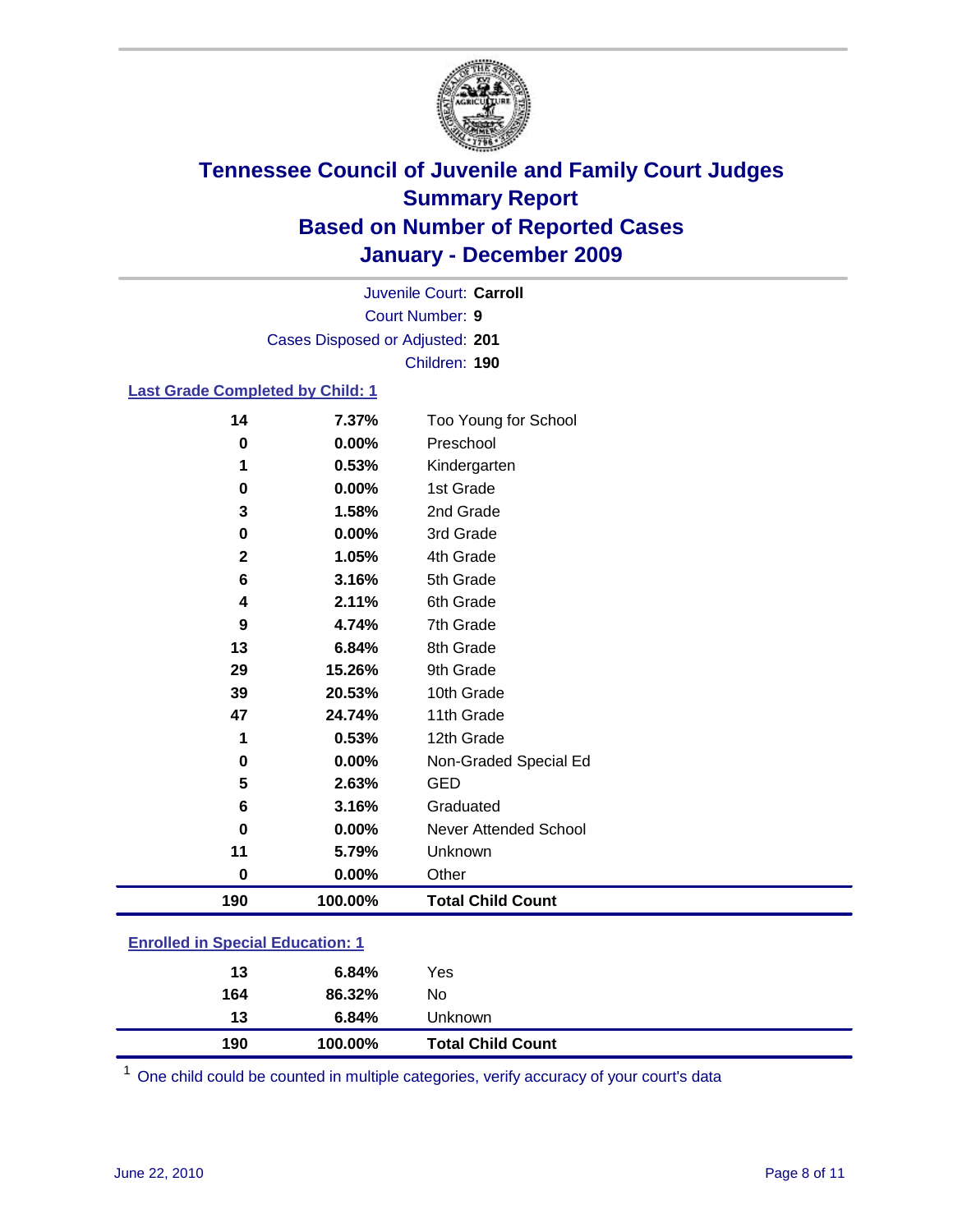# Tennessee Council of Juvenile and Family Court Judges
## Summary Report
## Based on Number of Reported Cases
## January - December 2009

Juvenile Court: **Carroll**
Court Number: **9**
Cases Disposed or Adjusted: **201**
Children: **190**

### Last Grade Completed by Child: 1

| Count | Percent | Category |
|---|---|---|
| 14 | 7.37% | Too Young for School |
| 0 | 0.00% | Preschool |
| 1 | 0.53% | Kindergarten |
| 0 | 0.00% | 1st Grade |
| 3 | 1.58% | 2nd Grade |
| 0 | 0.00% | 3rd Grade |
| 2 | 1.05% | 4th Grade |
| 6 | 3.16% | 5th Grade |
| 4 | 2.11% | 6th Grade |
| 9 | 4.74% | 7th Grade |
| 13 | 6.84% | 8th Grade |
| 29 | 15.26% | 9th Grade |
| 39 | 20.53% | 10th Grade |
| 47 | 24.74% | 11th Grade |
| 1 | 0.53% | 12th Grade |
| 0 | 0.00% | Non-Graded Special Ed |
| 5 | 2.63% | GED |
| 6 | 3.16% | Graduated |
| 0 | 0.00% | Never Attended School |
| 11 | 5.79% | Unknown |
| 0 | 0.00% | Other |
| **190** | **100.00%** | **Total Child Count** |

### Enrolled in Special Education: 1

| Count | Percent | Category |
|---|---|---|
| 13 | 6.84% | Yes |
| 164 | 86.32% | No |
| 13 | 6.84% | Unknown |
| **190** | **100.00%** | **Total Child Count** |

[1] One child could be counted in multiple categories, verify accuracy of your court's data

June 22, 2010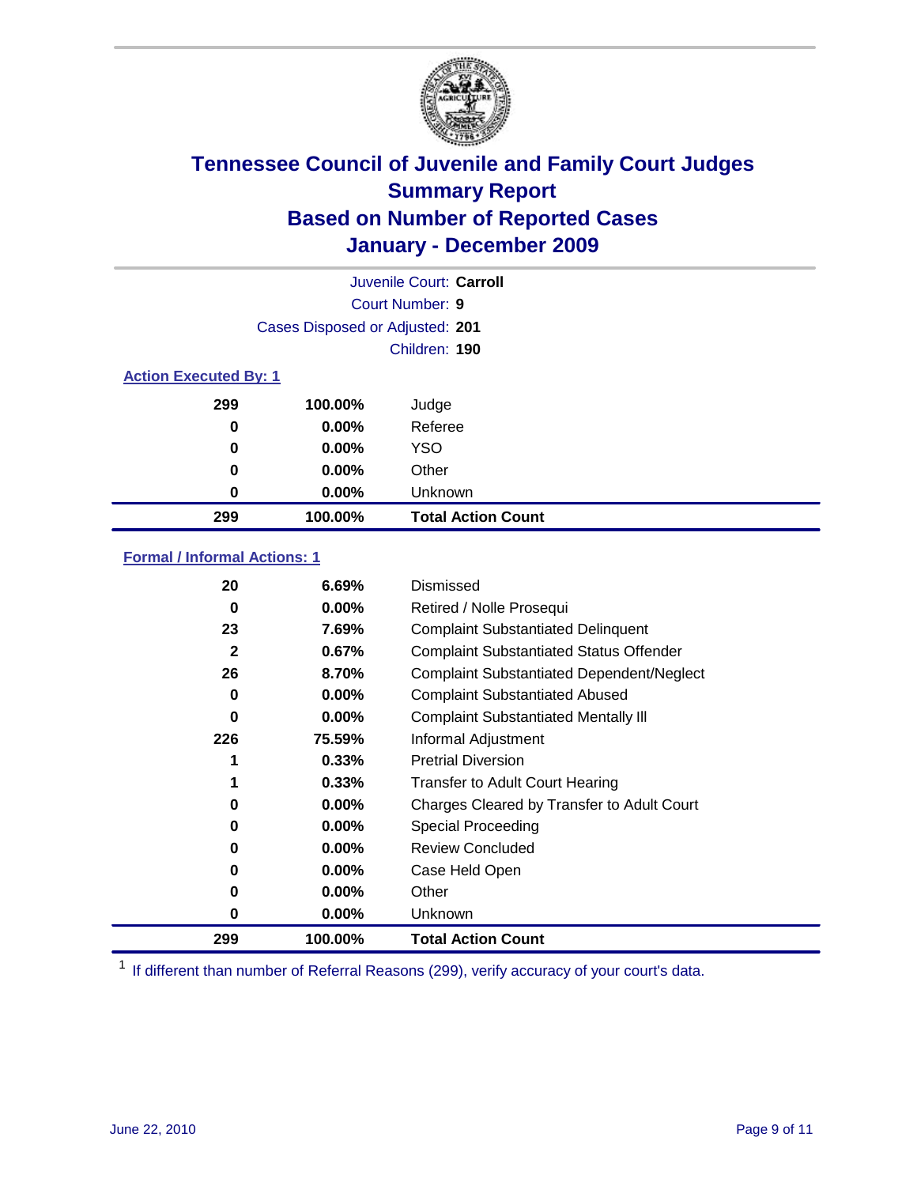# Tennessee Council of Juvenile and Family Court Judges
## Summary Report
## Based on Number of Reported Cases
## January - December 2009

Juvenile Court: **Carroll**

Court Number: **9**

Cases Disposed or Adjusted: **201**

Children: **190**

### Action Executed By: 1

| | | |
|---|---|---|
| 299 | 100.00% | Judge |
| 0 | 0.00% | Referee |
| 0 | 0.00% | YSO |
| 0 | 0.00% | Other |
| 0 | 0.00% | Unknown |
| **299** | **100.00%** | **Total Action Count** |

### Formal / Informal Actions: 1

| | | |
|---|---|---|
| 20 | 6.69% | Dismissed |
| 0 | 0.00% | Retired / Nolle Prosequi |
| 23 | 7.69% | Complaint Substantiated Delinquent |
| 2 | 0.67% | Complaint Substantiated Status Offender |
| 26 | 8.70% | Complaint Substantiated Dependent/Neglect |
| 0 | 0.00% | Complaint Substantiated Abused |
| 0 | 0.00% | Complaint Substantiated Mentally Ill |
| 226 | 75.59% | Informal Adjustment |
| 1 | 0.33% | Pretrial Diversion |
| 1 | 0.33% | Transfer to Adult Court Hearing |
| 0 | 0.00% | Charges Cleared by Transfer to Adult Court |
| 0 | 0.00% | Special Proceeding |
| 0 | 0.00% | Review Concluded |
| 0 | 0.00% | Case Held Open |
| 0 | 0.00% | Other |
| 0 | 0.00% | Unknown |
| **299** | **100.00%** | **Total Action Count** |

[1] If different than number of Referral Reasons (299), verify accuracy of your court's data.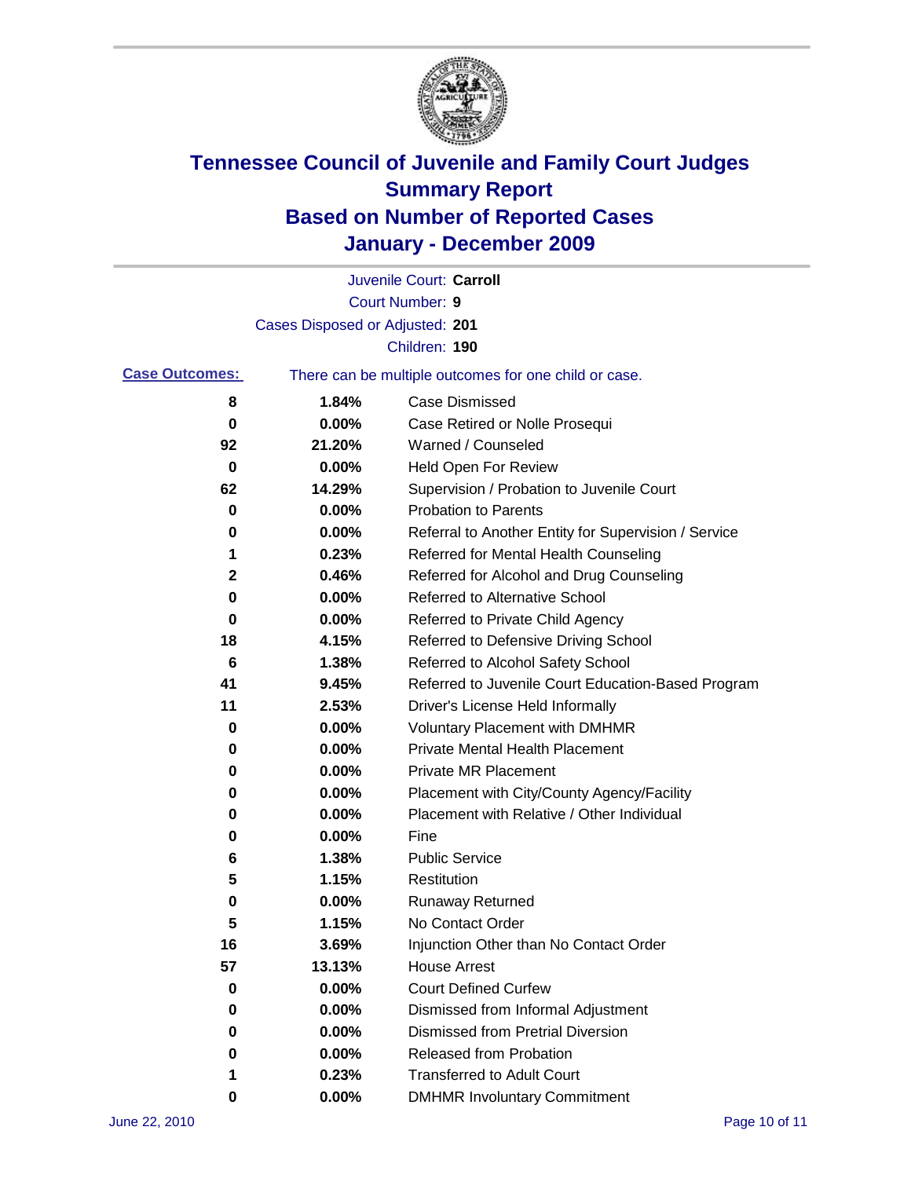# Tennessee Council of Juvenile and Family Court Judges
## Summary Report
## Based on Number of Reported Cases
## January - December 2009

Juvenile Court: **Carroll**
Court Number: **9**
Cases Disposed or Adjusted: **201**
Children: **190**

**Case Outcomes:** There can be multiple outcomes for one child or case.

| Count | Percent | Outcome |
|---|---|---|
| 8 | 1.84% | Case Dismissed |
| 0 | 0.00% | Case Retired or Nolle Prosequi |
| 92 | 21.20% | Warned / Counseled |
| 0 | 0.00% | Held Open For Review |
| 62 | 14.29% | Supervision / Probation to Juvenile Court |
| 0 | 0.00% | Probation to Parents |
| 0 | 0.00% | Referral to Another Entity for Supervision / Service |
| 1 | 0.23% | Referred for Mental Health Counseling |
| 2 | 0.46% | Referred for Alcohol and Drug Counseling |
| 0 | 0.00% | Referred to Alternative School |
| 0 | 0.00% | Referred to Private Child Agency |
| 18 | 4.15% | Referred to Defensive Driving School |
| 6 | 1.38% | Referred to Alcohol Safety School |
| 41 | 9.45% | Referred to Juvenile Court Education-Based Program |
| 11 | 2.53% | Driver's License Held Informally |
| 0 | 0.00% | Voluntary Placement with DMHMR |
| 0 | 0.00% | Private Mental Health Placement |
| 0 | 0.00% | Private MR Placement |
| 0 | 0.00% | Placement with City/County Agency/Facility |
| 0 | 0.00% | Placement with Relative / Other Individual |
| 0 | 0.00% | Fine |
| 6 | 1.38% | Public Service |
| 5 | 1.15% | Restitution |
| 0 | 0.00% | Runaway Returned |
| 5 | 1.15% | No Contact Order |
| 16 | 3.69% | Injunction Other than No Contact Order |
| 57 | 13.13% | House Arrest |
| 0 | 0.00% | Court Defined Curfew |
| 0 | 0.00% | Dismissed from Informal Adjustment |
| 0 | 0.00% | Dismissed from Pretrial Diversion |
| 0 | 0.00% | Released from Probation |
| 1 | 0.23% | Transferred to Adult Court |
| 0 | 0.00% | DMHMR Involuntary Commitment |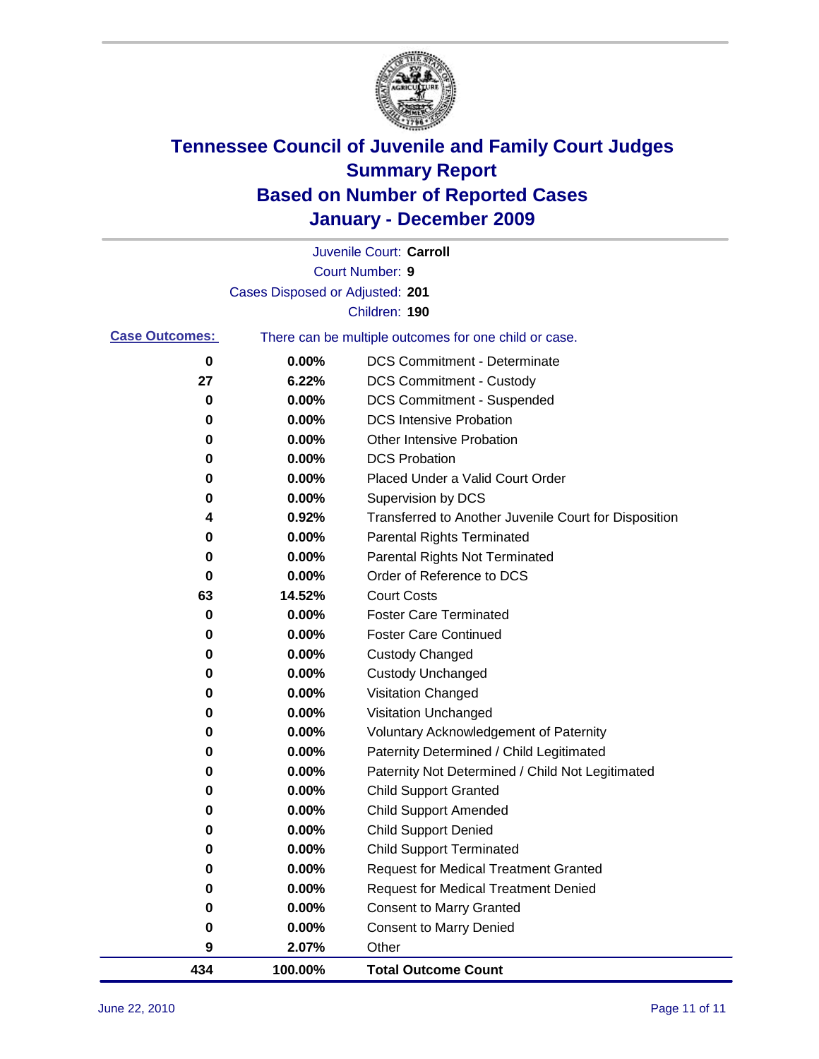# Tennessee Council of Juvenile and Family Court Judges
## Summary Report
## Based on Number of Reported Cases
## January - December 2009

Juvenile Court: **Carroll**

Court Number: **9**

Cases Disposed or Adjusted: **201**

Children: **190**

**Case Outcomes:** There can be multiple outcomes for one child or case.

| | | |
|---|---|---|
| 0 | 0.00% | DCS Commitment - Determinate |
| 27 | 6.22% | DCS Commitment - Custody |
| 0 | 0.00% | DCS Commitment - Suspended |
| 0 | 0.00% | DCS Intensive Probation |
| 0 | 0.00% | Other Intensive Probation |
| 0 | 0.00% | DCS Probation |
| 0 | 0.00% | Placed Under a Valid Court Order |
| 0 | 0.00% | Supervision by DCS |
| 4 | 0.92% | Transferred to Another Juvenile Court for Disposition |
| 0 | 0.00% | Parental Rights Terminated |
| 0 | 0.00% | Parental Rights Not Terminated |
| 0 | 0.00% | Order of Reference to DCS |
| 63 | 14.52% | Court Costs |
| 0 | 0.00% | Foster Care Terminated |
| 0 | 0.00% | Foster Care Continued |
| 0 | 0.00% | Custody Changed |
| 0 | 0.00% | Custody Unchanged |
| 0 | 0.00% | Visitation Changed |
| 0 | 0.00% | Visitation Unchanged |
| 0 | 0.00% | Voluntary Acknowledgement of Paternity |
| 0 | 0.00% | Paternity Determined / Child Legitimated |
| 0 | 0.00% | Paternity Not Determined / Child Not Legitimated |
| 0 | 0.00% | Child Support Granted |
| 0 | 0.00% | Child Support Amended |
| 0 | 0.00% | Child Support Denied |
| 0 | 0.00% | Child Support Terminated |
| 0 | 0.00% | Request for Medical Treatment Granted |
| 0 | 0.00% | Request for Medical Treatment Denied |
| 0 | 0.00% | Consent to Marry Granted |
| 0 | 0.00% | Consent to Marry Denied |
| 9 | 2.07% | Other |
| **434** | **100.00%** | **Total Outcome Count** |

June 22, 2010